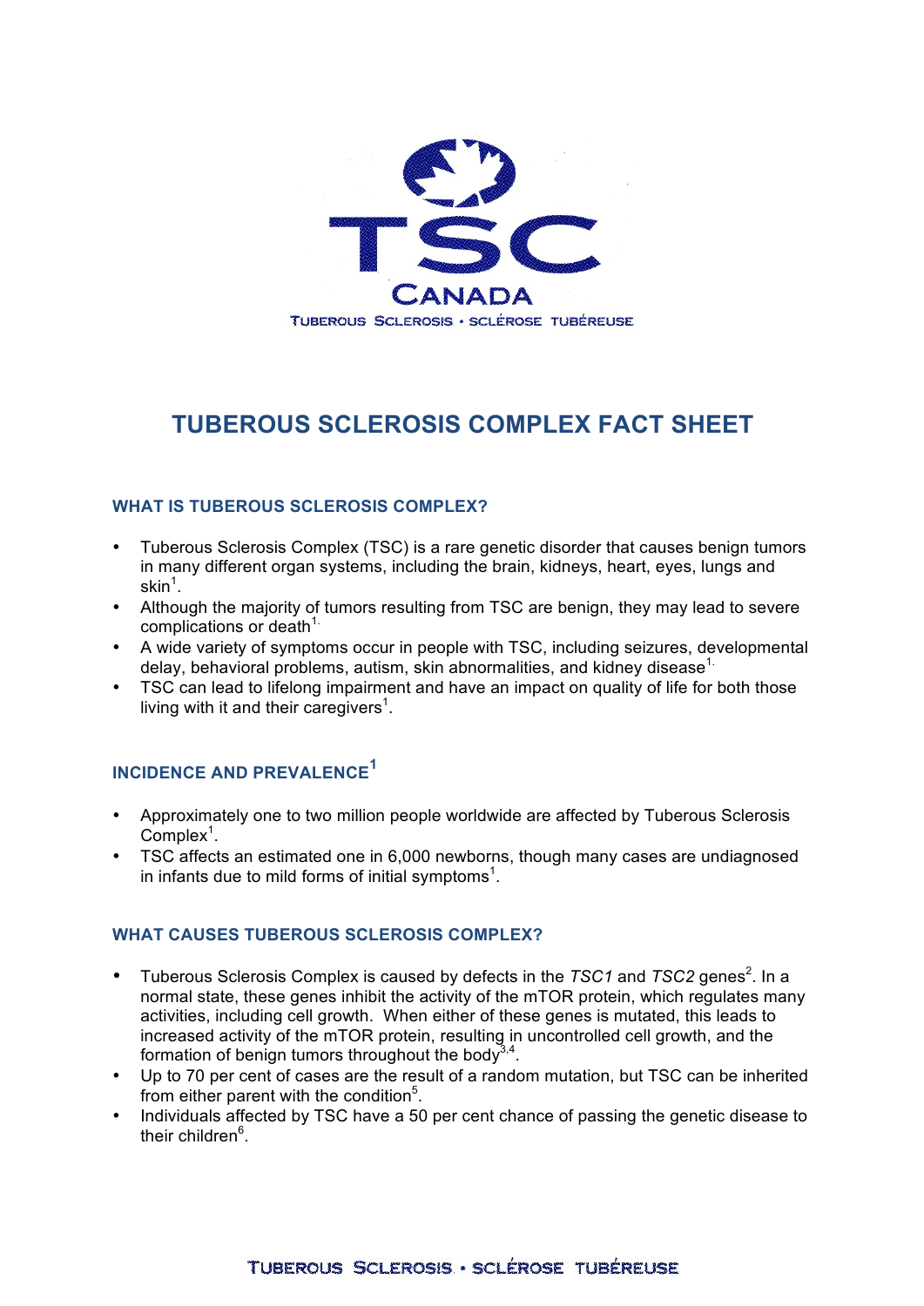TSC CANADA

TUBEROUS SCLEROSIS • SCLÉROSE TUBÉREUSE

# TUBEROUS SCLEROSIS COMPLEX FACT SHEET

## WHAT IS TUBEROUS SCLEROSIS COMPLEX?

- Tuberous Sclerosis Complex (TSC) is a rare genetic disorder that causes benign tumors in many different organ systems, including the brain, kidneys, heart, eyes, lungs and skin[1].
- Although the majority of tumors resulting from TSC are benign, they may lead to severe complications or death[1].
- A wide variety of symptoms occur in people with TSC, including seizures, developmental delay, behavioral problems, autism, skin abnormalities, and kidney disease[1].
- TSC can lead to lifelong impairment and have an impact on quality of life for both those living with it and their caregivers[1].

## INCIDENCE AND PREVALENCE[1]

- Approximately one to two million people worldwide are affected by Tuberous Sclerosis Complex[1].
- TSC affects an estimated one in 6,000 newborns, though many cases are undiagnosed in infants due to mild forms of initial symptoms[1].

## WHAT CAUSES TUBEROUS SCLEROSIS COMPLEX?

- Tuberous Sclerosis Complex is caused by defects in the *TSC1* and *TSC2* genes[2]. In a normal state, these genes inhibit the activity of the mTOR protein, which regulates many activities, including cell growth. When either of these genes is mutated, this leads to increased activity of the mTOR protein, resulting in uncontrolled cell growth, and the formation of benign tumors throughout the body[3,4].
- Up to 70 per cent of cases are the result of a random mutation, but TSC can be inherited from either parent with the condition[5].
- Individuals affected by TSC have a 50 per cent chance of passing the genetic disease to their children[6].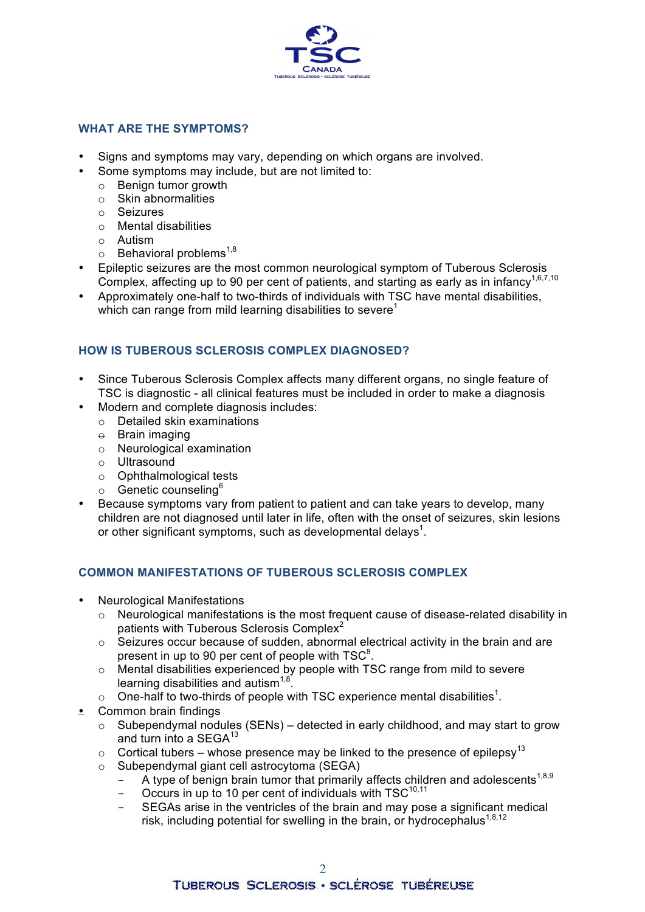## WHAT ARE THE SYMPTOMS?

- Signs and symptoms may vary, depending on which organs are involved.
- Some symptoms may include, but are not limited to:
  - Benign tumor growth
  - Skin abnormalities
  - Seizures
  - Mental disabilities
  - Autism
  - Behavioral problems[1,8]
- Epileptic seizures are the most common neurological symptom of Tuberous Sclerosis Complex, affecting up to 90 per cent of patients, and starting as early as in infancy[1,6,7,10]
- Approximately one-half to two-thirds of individuals with TSC have mental disabilities, which can range from mild learning disabilities to severe[1]

## HOW IS TUBEROUS SCLEROSIS COMPLEX DIAGNOSED?

- Since Tuberous Sclerosis Complex affects many different organs, no single feature of TSC is diagnostic - all clinical features must be included in order to make a diagnosis
- Modern and complete diagnosis includes:
  - Detailed skin examinations
  - Brain imaging
  - Neurological examination
  - Ultrasound
  - Ophthalmological tests
  - Genetic counseling[6]
- Because symptoms vary from patient to patient and can take years to develop, many children are not diagnosed until later in life, often with the onset of seizures, skin lesions or other significant symptoms, such as developmental delays[1].

## COMMON MANIFESTATIONS OF TUBEROUS SCLEROSIS COMPLEX

- Neurological Manifestations
  - Neurological manifestations is the most frequent cause of disease-related disability in patients with Tuberous Sclerosis Complex[2]
  - Seizures occur because of sudden, abnormal electrical activity in the brain and are present in up to 90 per cent of people with TSC[8].
  - Mental disabilities experienced by people with TSC range from mild to severe learning disabilities and autism[1,8].
  - One-half to two-thirds of people with TSC experience mental disabilities[1].
- Common brain findings
  - Subependymal nodules (SENs) – detected in early childhood, and may start to grow and turn into a SEGA[13]
  - Cortical tubers – whose presence may be linked to the presence of epilepsy[13]
  - Subependymal giant cell astrocytoma (SEGA)
    - A type of benign brain tumor that primarily affects children and adolescents[1,8,9]
    - Occurs in up to 10 per cent of individuals with TSC[10,11]
    - SEGAs arise in the ventricles of the brain and may pose a significant medical risk, including potential for swelling in the brain, or hydrocephalus[1,8,12]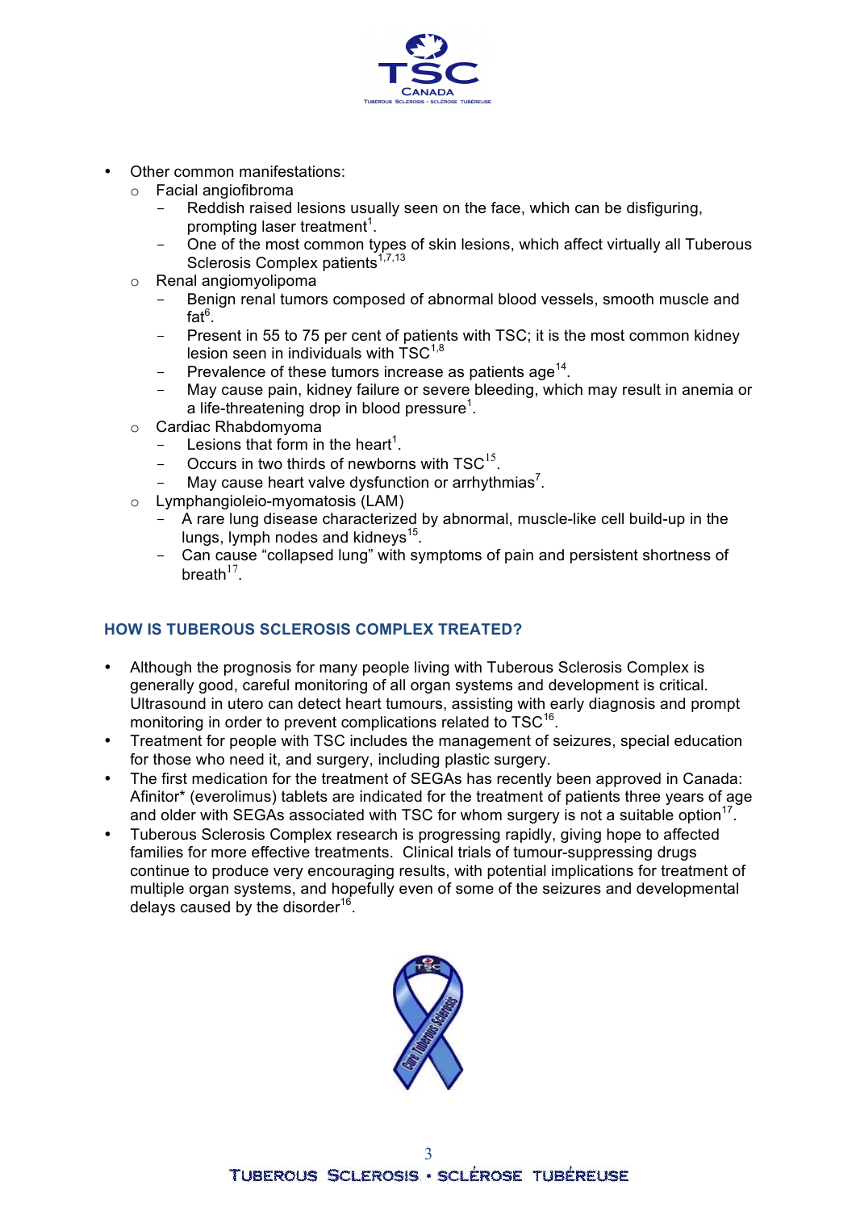- Other common manifestations:
  - Facial angiofibroma
    - Reddish raised lesions usually seen on the face, which can be disfiguring, prompting laser treatment[1].
    - One of the most common types of skin lesions, which affect virtually all Tuberous Sclerosis Complex patients[1,7,13]
  - Renal angiomyolipoma
    - Benign renal tumors composed of abnormal blood vessels, smooth muscle and fat[6].
    - Present in 55 to 75 per cent of patients with TSC; it is the most common kidney lesion seen in individuals with TSC[1,8]
    - Prevalence of these tumors increase as patients age[14].
    - May cause pain, kidney failure or severe bleeding, which may result in anemia or a life-threatening drop in blood pressure[1].
  - Cardiac Rhabdomyoma
    - Lesions that form in the heart[1].
    - Occurs in two thirds of newborns with TSC[15].
    - May cause heart valve dysfunction or arrhythmias[7].
  - Lymphangioleio-myomatosis (LAM)
    - A rare lung disease characterized by abnormal, muscle-like cell build-up in the lungs, lymph nodes and kidneys[15].
    - Can cause "collapsed lung" with symptoms of pain and persistent shortness of breath[17].

## HOW IS TUBEROUS SCLEROSIS COMPLEX TREATED?

- Although the prognosis for many people living with Tuberous Sclerosis Complex is generally good, careful monitoring of all organ systems and development is critical. Ultrasound in utero can detect heart tumours, assisting with early diagnosis and prompt monitoring in order to prevent complications related to TSC[16].
- Treatment for people with TSC includes the management of seizures, special education for those who need it, and surgery, including plastic surgery.
- The first medication for the treatment of SEGAs has recently been approved in Canada: Afinitor* (everolimus) tablets are indicated for the treatment of patients three years of age and older with SEGAs associated with TSC for whom surgery is not a suitable option[17].
- Tuberous Sclerosis Complex research is progressing rapidly, giving hope to affected families for more effective treatments. Clinical trials of tumour-suppressing drugs continue to produce very encouraging results, with potential implications for treatment of multiple organ systems, and hopefully even of some of the seizures and developmental delays caused by the disorder[16].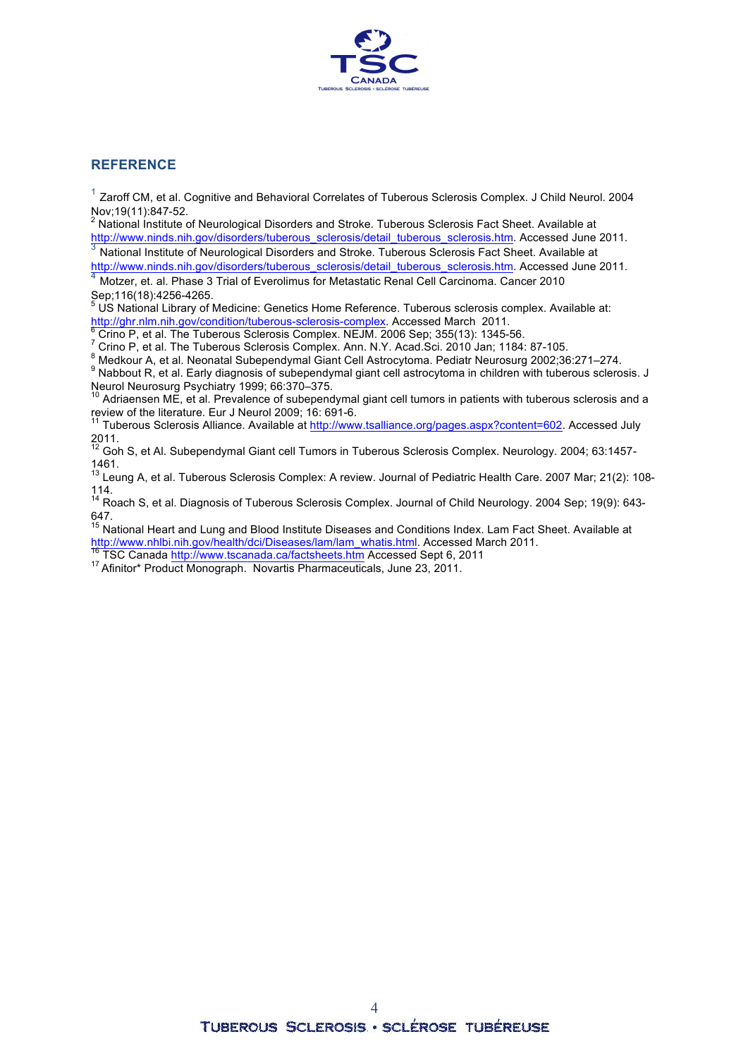## REFERENCE

[1] Zaroff CM, et al. Cognitive and Behavioral Correlates of Tuberous Sclerosis Complex. J Child Neurol. 2004 Nov;19(11):847-52.
[2] National Institute of Neurological Disorders and Stroke. Tuberous Sclerosis Fact Sheet. Available at http://www.ninds.nih.gov/disorders/tuberous_sclerosis/detail_tuberous_sclerosis.htm. Accessed June 2011.
[3] National Institute of Neurological Disorders and Stroke. Tuberous Sclerosis Fact Sheet. Available at http://www.ninds.nih.gov/disorders/tuberous_sclerosis/detail_tuberous_sclerosis.htm. Accessed June 2011.
[4] Motzer, et. al. Phase 3 Trial of Everolimus for Metastatic Renal Cell Carcinoma. Cancer 2010 Sep;116(18):4256-4265.
[5] US National Library of Medicine: Genetics Home Reference. Tuberous sclerosis complex. Available at: http://ghr.nlm.nih.gov/condition/tuberous-sclerosis-complex. Accessed March 2011.
[6] Crino P, et al. The Tuberous Sclerosis Complex. NEJM. 2006 Sep; 355(13): 1345-56.
[7] Crino P, et al. The Tuberous Sclerosis Complex. Ann. N.Y. Acad.Sci. 2010 Jan; 1184: 87-105.
[8] Medkour A, et al. Neonatal Subependymal Giant Cell Astrocytoma. Pediatr Neurosurg 2002;36:271–274.
[9] Nabbout R, et al. Early diagnosis of subependymal giant cell astrocytoma in children with tuberous sclerosis. J Neurol Neurosurg Psychiatry 1999; 66:370–375.
[10] Adriaensen ME, et al. Prevalence of subependymal giant cell tumors in patients with tuberous sclerosis and a review of the literature. Eur J Neurol 2009; 16: 691-6.
[11] Tuberous Sclerosis Alliance. Available at http://www.tsalliance.org/pages.aspx?content=602. Accessed July 2011.
[12] Goh S, et Al. Subependymal Giant cell Tumors in Tuberous Sclerosis Complex. Neurology. 2004; 63:1457-1461.
[13] Leung A, et al. Tuberous Sclerosis Complex: A review. Journal of Pediatric Health Care. 2007 Mar; 21(2): 108-114.
[14] Roach S, et al. Diagnosis of Tuberous Sclerosis Complex. Journal of Child Neurology. 2004 Sep; 19(9): 643-647.
[15] National Heart and Lung and Blood Institute Diseases and Conditions Index. Lam Fact Sheet. Available at http://www.nhlbi.nih.gov/health/dci/Diseases/lam/lam_whatis.html. Accessed March 2011.
[16] TSC Canada http://www.tscanada.ca/factsheets.htm Accessed Sept 6, 2011
[17] Afinitor* Product Monograph. Novartis Pharmaceuticals, June 23, 2011.